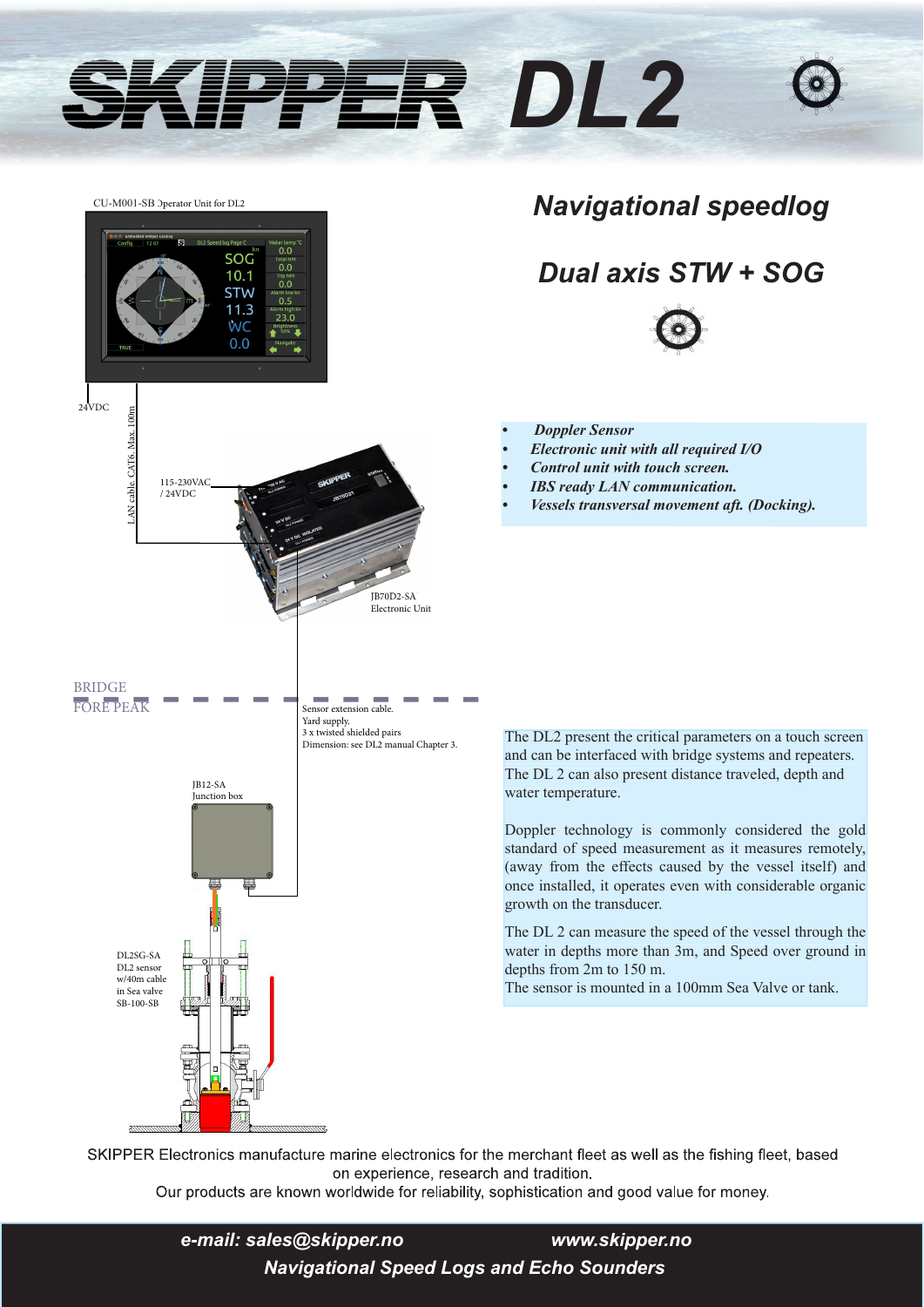# SKIPPER DL2

CU-M001-SB Operator Unit for DL2

24VDC

LAN cable. CAT6. Max. 100m

115-230VAC / 24VDC

JB70D2-SA Electronic Unit

BRIDGE

FORE PEAK

Sensor extension cable.
Yard supply.
3 x twisted shielded pairs
Dimension: see DL2 manual Chapter 3.

JB12-SA
Junction box

DL2SG-SA
DL2 sensor
w/40m cable
in Sea valve
SB-100-SB

## *Navigational speedlog*

## *Dual axis STW + SOG*

- ***Doppler Sensor***
- ***Electronic unit with all required I/O***
- ***Control unit with touch screen.***
- ***IBS ready LAN communication.***
- ***Vessels transversal movement aft. (Docking).***

The DL2 present the critical parameters on a touch screen and can be interfaced with bridge systems and repeaters. The DL 2 can also present distance traveled, depth and water temperature.

Doppler technology is commonly considered the gold standard of speed measurement as it measures remotely, (away from the effects caused by the vessel itself) and once installed, it operates even with considerable organic growth on the transducer.

The DL 2 can measure the speed of the vessel through the water in depths more than 3m, and Speed over ground in depths from 2m to 150 m.
The sensor is mounted in a 100mm Sea Valve or tank.

SKIPPER Electronics manufacture marine electronics for the merchant fleet as well as the fishing fleet, based on experience, research and tradition.
Our products are known worldwide for reliability, sophistication and good value for money.

***e-mail: sales@skipper.no*** ***www.skipper.no***

***Navigational Speed Logs and Echo Sounders***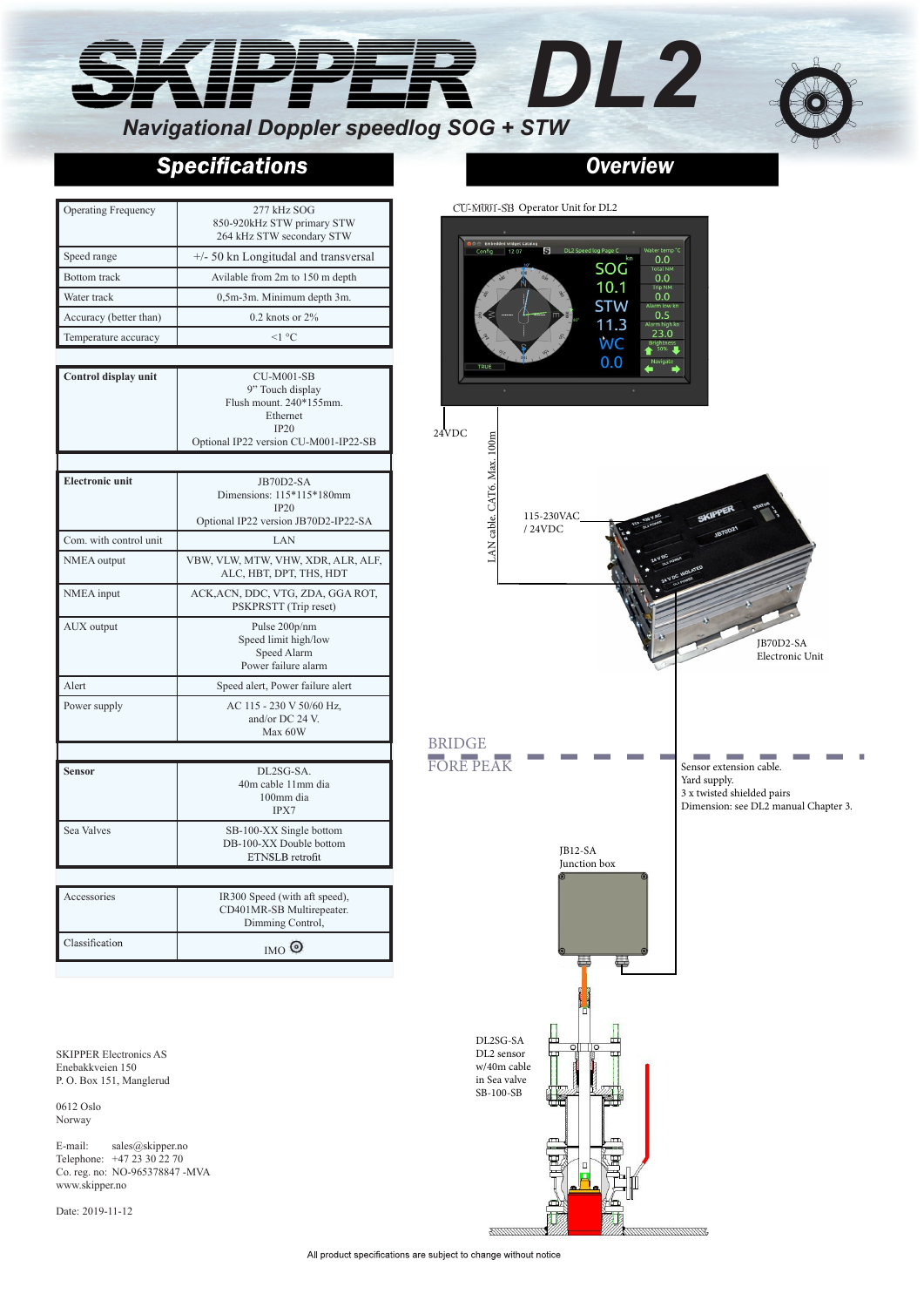# SKIPPER DL2

*Navigational Doppler speedlog SOG + STW*

## Specifications

| | |
|---|---|
| Operating Frequency | 277 kHz SOG<br>850-920kHz STW primary STW<br>264 kHz STW secondary STW |
| Speed range | +/- 50 kn Longitudal and transversal |
| Bottom track | Avilable from 2m to 150 m depth |
| Water track | 0,5m-3m. Minimum depth 3m. |
| Accuracy (better than) | 0.2 knots or 2% |
| Temperature accuracy | <1 °C |

| | |
|---|---|
| **Control display unit** | CU-M001-SB<br>9" Touch display<br>Flush mount. 240*155mm.<br>Ethernet<br>IP20<br>Optional IP22 version CU-M001-IP22-SB |

| | |
|---|---|
| **Electronic unit** | JB70D2-SA<br>Dimensions: 115*115*180mm<br>IP20<br>Optional IP22 version JB70D2-IP22-SA |
| Com. with control unit | LAN |
| NMEA output | VBW, VLW, MTW, VHW, XDR, ALR, ALF, ALC, HBT, DPT, THS, HDT |
| NMEA input | ACK,ACN, DDC, VTG, ZDA, GGA ROT, PSKPRSTT (Trip reset) |
| AUX output | Pulse 200p/nm<br>Speed limit high/low<br>Speed Alarm<br>Power failure alarm |
| Alert | Speed alert, Power failure alert |
| Power supply | AC 115 - 230 V 50/60 Hz,<br>and/or DC 24 V.<br>Max 60W |

| | |
|---|---|
| **Sensor** | DL2SG-SA.<br>40m cable 11mm dia<br>100mm dia<br>IPX7 |
| Sea Valves | SB-100-XX Single bottom<br>DB-100-XX Double bottom<br>ETNSLB retrofit |

| | |
|---|---|
| Accessories | IR300 Speed (with aft speed),<br>CD401MR-SB Multirepeater.<br>Dimming Control, |
| Classification | IMO |

## Overview

CU-M001-SB Operator Unit for DL2

24VDC

LAN cable. CAT6. Max. 100m

115-230VAC / 24VDC

JB70D2-SA
Electronic Unit

BRIDGE
FORE PEAK

Sensor extension cable.
Yard supply.
3 x twisted shielded pairs
Dimension: see DL2 manual Chapter 3.

JB12-SA
Junction box

DL2SG-SA
DL2 sensor
w/40m cable
in Sea valve
SB-100-SB

SKIPPER Electronics AS
Enebakkveien 150
P. O. Box 151, Manglerud

0612 Oslo
Norway

E-mail: sales@skipper.no
Telephone: +47 23 30 22 70
Co. reg. no: NO-965378847 -MVA
www.skipper.no

Date: 2019-11-12

All product specifications are subject to change without notice